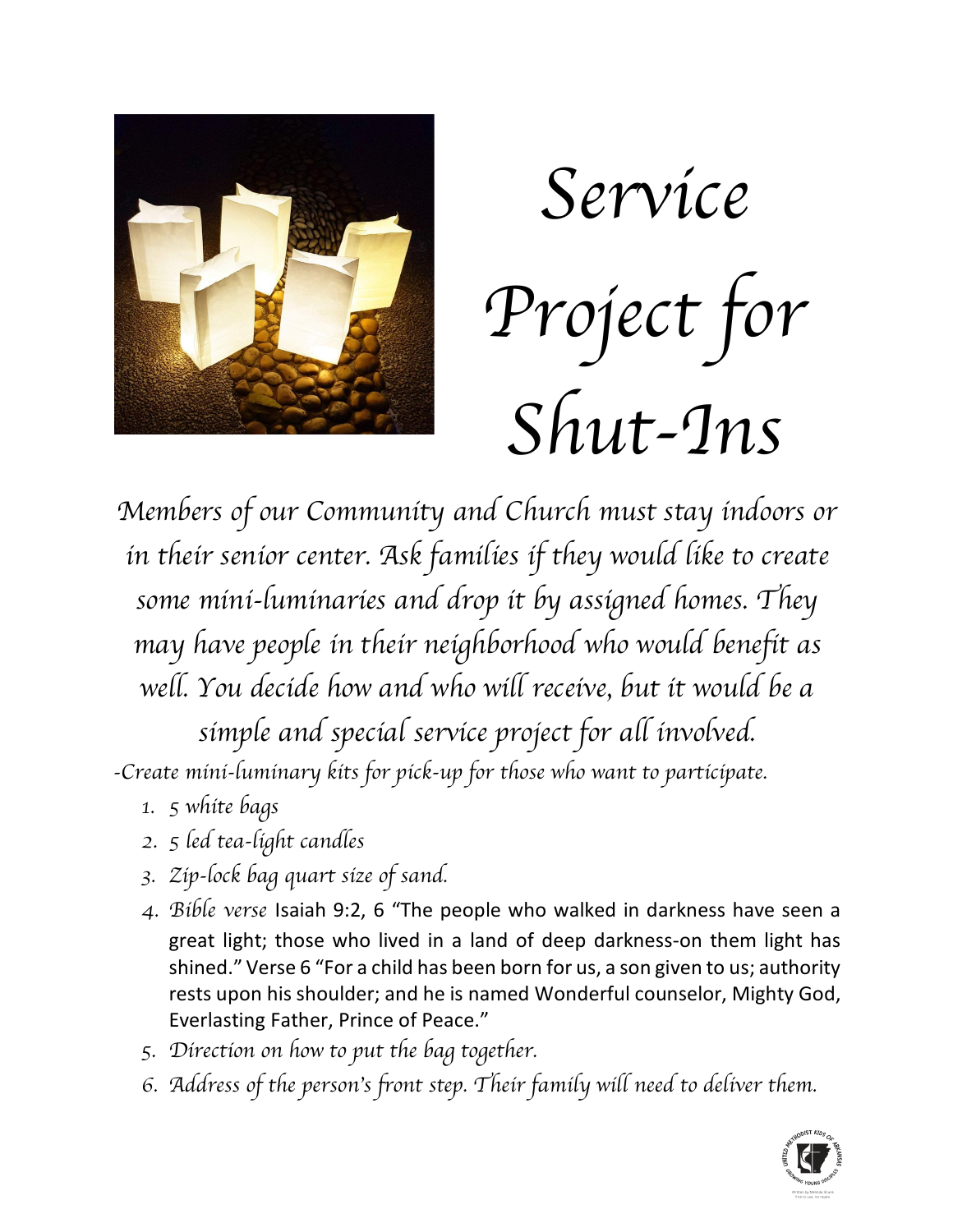# Service Project for Shut-Ins

*Members of our Community and Church must stay indoors or in their senior center. Ask families if they would like to create some mini-luminaries and drop it by assigned homes. They may have people in their neighborhood who would benefit as well. You decide how and who will receive, but it would be a simple and special service project for all involved.*

*-Create mini-luminary kits for pick-up for those who want to participate.*

1. *5 white bags*
2. *5 led tea-light candles*
3. *Zip-lock bag quart size of sand.*
4. *Bible verse* Isaiah 9:2, 6 "The people who walked in darkness have seen a great light; those who lived in a land of deep darkness-on them light has shined." Verse 6 "For a child has been born for us, a son given to us; authority rests upon his shoulder; and he is named Wonderful counselor, Mighty God, Everlasting Father, Prince of Peace."
5. *Direction on how to put the bag together.*
6. *Address of the person's front step. Their family will need to deliver them.*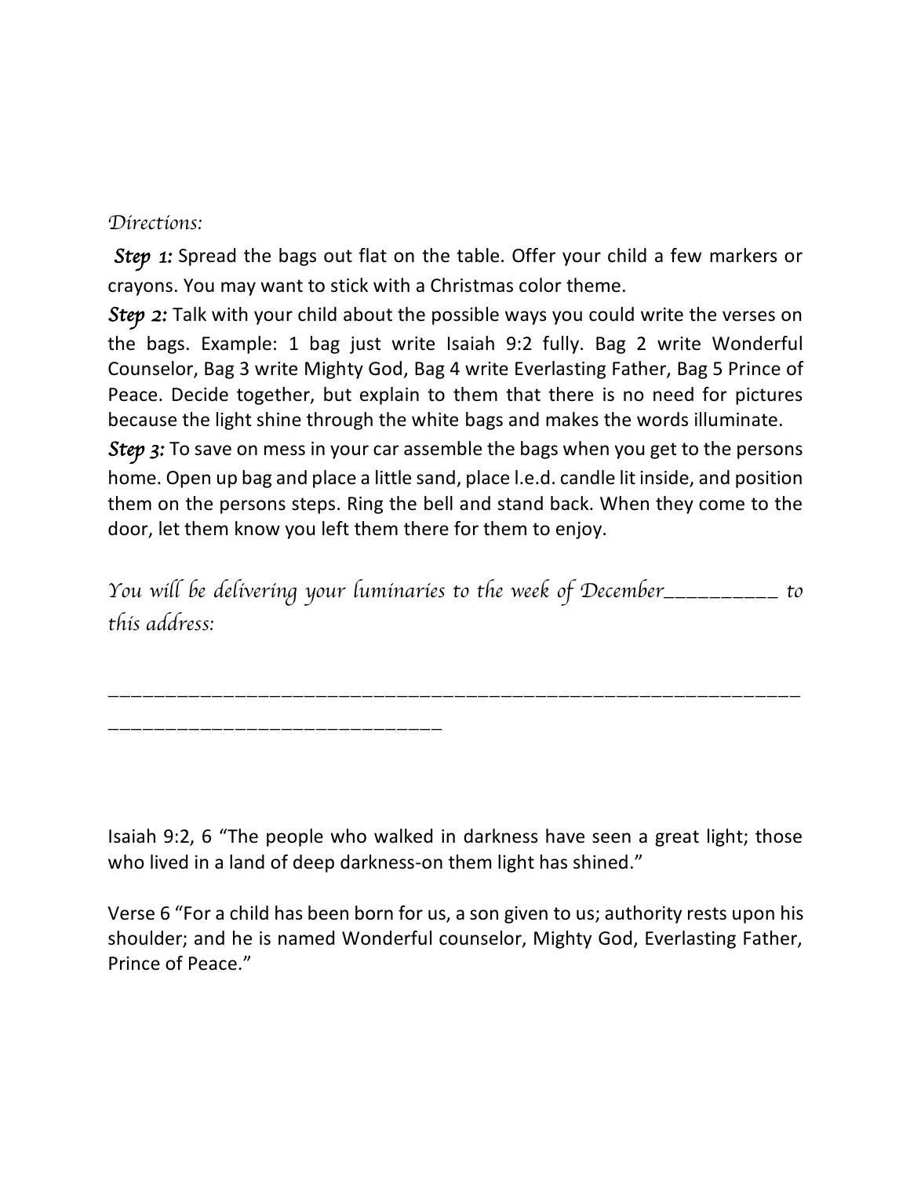*Directions:*

***Step 1:*** Spread the bags out flat on the table. Offer your child a few markers or crayons. You may want to stick with a Christmas color theme.

***Step 2:*** Talk with your child about the possible ways you could write the verses on the bags. Example: 1 bag just write Isaiah 9:2 fully. Bag 2 write Wonderful Counselor, Bag 3 write Mighty God, Bag 4 write Everlasting Father, Bag 5 Prince of Peace. Decide together, but explain to them that there is no need for pictures because the light shine through the white bags and makes the words illuminate.

***Step 3:*** To save on mess in your car assemble the bags when you get to the persons home. Open up bag and place a little sand, place l.e.d. candle lit inside, and position them on the persons steps. Ring the bell and stand back. When they come to the door, let them know you left them there for them to enjoy.

*You will be delivering your luminaries to the week of December__________ to this address:*

_______________________________________________________________

_____________________________

Isaiah 9:2, 6 "The people who walked in darkness have seen a great light; those who lived in a land of deep darkness-on them light has shined."

Verse 6 "For a child has been born for us, a son given to us; authority rests upon his shoulder; and he is named Wonderful counselor, Mighty God, Everlasting Father, Prince of Peace."